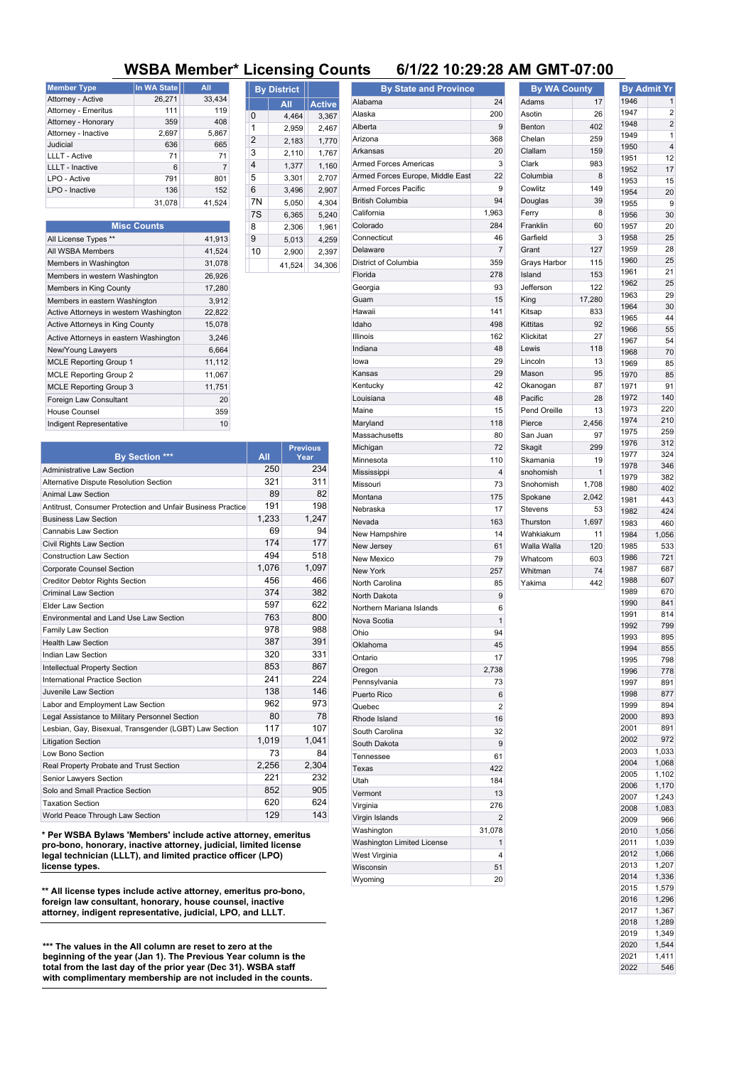# WSBA Member* Licensing Counts 6/1/22 10:29:28 AM GMT-07:00

| Member Type | In WA State | All |
|---|---|---|
| Attorney - Active | 26,271 | 33,434 |
| Attorney - Emeritus | 111 | 119 |
| Attorney - Honorary | 359 | 408 |
| Attorney - Inactive | 2,697 | 5,867 |
| Judicial | 636 | 665 |
| LLLT - Active | 71 | 71 |
| LLLT - Inactive | 6 | 7 |
| LPO - Active | 791 | 801 |
| LPO - Inactive | 136 | 152 |
| | 31,078 | 41,524 |

| Misc Counts | |
|---|---|
| All License Types ** | 41,913 |
| All WSBA Members | 41,524 |
| Members in Washington | 31,078 |
| Members in western Washington | 26,926 |
| Members in King County | 17,280 |
| Members in eastern Washington | 3,912 |
| Active Attorneys in western Washington | 22,822 |
| Active Attorneys in King County | 15,078 |
| Active Attorneys in eastern Washington | 3,246 |
| New/Young Lawyers | 6,664 |
| MCLE Reporting Group 1 | 11,112 |
| MCLE Reporting Group 2 | 11,067 |
| MCLE Reporting Group 3 | 11,751 |
| Foreign Law Consultant | 20 |
| House Counsel | 359 |
| Indigent Representative | 10 |

| By District | All | Active |
|---|---|---|
| 0 | 4,464 | 3,367 |
| 1 | 2,959 | 2,467 |
| 2 | 2,183 | 1,770 |
| 3 | 2,110 | 1,767 |
| 4 | 1,377 | 1,160 |
| 5 | 3,301 | 2,707 |
| 6 | 3,496 | 2,907 |
| 7N | 5,050 | 4,304 |
| 7S | 6,365 | 5,240 |
| 8 | 2,306 | 1,961 |
| 9 | 5,013 | 4,259 |
| 10 | 2,900 | 2,397 |
| | 41,524 | 34,306 |

| By Section *** | All | Previous Year |
|---|---|---|
| Administrative Law Section | 250 | 234 |
| Alternative Dispute Resolution Section | 321 | 311 |
| Animal Law Section | 89 | 82 |
| Antitrust, Consumer Protection and Unfair Business Practice | 191 | 198 |
| Business Law Section | 1,233 | 1,247 |
| Cannabis Law Section | 69 | 94 |
| Civil Rights Law Section | 174 | 177 |
| Construction Law Section | 494 | 518 |
| Corporate Counsel Section | 1,076 | 1,097 |
| Creditor Debtor Rights Section | 456 | 466 |
| Criminal Law Section | 374 | 382 |
| Elder Law Section | 597 | 622 |
| Environmental and Land Use Law Section | 763 | 800 |
| Family Law Section | 978 | 988 |
| Health Law Section | 387 | 391 |
| Indian Law Section | 320 | 331 |
| Intellectual Property Section | 853 | 867 |
| International Practice Section | 241 | 224 |
| Juvenile Law Section | 138 | 146 |
| Labor and Employment Law Section | 962 | 973 |
| Legal Assistance to Military Personnel Section | 80 | 78 |
| Lesbian, Gay, Bisexual, Transgender (LGBT) Law Section | 117 | 107 |
| Litigation Section | 1,019 | 1,041 |
| Low Bono Section | 73 | 84 |
| Real Property Probate and Trust Section | 2,256 | 2,304 |
| Senior Lawyers Section | 221 | 232 |
| Solo and Small Practice Section | 852 | 905 |
| Taxation Section | 620 | 624 |
| World Peace Through Law Section | 129 | 143 |

**\* Per WSBA Bylaws 'Members' include active attorney, emeritus pro-bono, honorary, inactive attorney, judicial, limited license legal technician (LLLT), and limited practice officer (LPO) license types.**

**\*\* All license types include active attorney, emeritus pro-bono, foreign law consultant, honorary, house counsel, inactive attorney, indigent representative, judicial, LPO, and LLLT.**

**\*\*\* The values in the All column are reset to zero at the beginning of the year (Jan 1). The Previous Year column is the total from the last day of the prior year (Dec 31). WSBA staff with complimentary membership are not included in the counts.**

| By State and Province | |
|---|---|
| Alabama | 24 |
| Alaska | 200 |
| Alberta | 9 |
| Arizona | 368 |
| Arkansas | 20 |
| Armed Forces Americas | 3 |
| Armed Forces Europe, Middle East | 22 |
| Armed Forces Pacific | 9 |
| British Columbia | 94 |
| California | 1,963 |
| Colorado | 284 |
| Connecticut | 46 |
| Delaware | 7 |
| District of Columbia | 359 |
| Florida | 278 |
| Georgia | 93 |
| Guam | 15 |
| Hawaii | 141 |
| Idaho | 498 |
| Illinois | 162 |
| Indiana | 48 |
| Iowa | 29 |
| Kansas | 29 |
| Kentucky | 42 |
| Louisiana | 48 |
| Maine | 15 |
| Maryland | 118 |
| Massachusetts | 80 |
| Michigan | 72 |
| Minnesota | 110 |
| Mississippi | 4 |
| Missouri | 73 |
| Montana | 175 |
| Nebraska | 17 |
| Nevada | 163 |
| New Hampshire | 14 |
| New Jersey | 61 |
| New Mexico | 79 |
| New York | 257 |
| North Carolina | 85 |
| North Dakota | 9 |
| Northern Mariana Islands | 6 |
| Nova Scotia | 1 |
| Ohio | 94 |
| Oklahoma | 45 |
| Ontario | 17 |
| Oregon | 2,738 |
| Pennsylvania | 73 |
| Puerto Rico | 6 |
| Quebec | 2 |
| Rhode Island | 16 |
| South Carolina | 32 |
| South Dakota | 9 |
| Tennessee | 61 |
| Texas | 422 |
| Utah | 184 |
| Vermont | 13 |
| Virginia | 276 |
| Virgin Islands | 2 |
| Washington | 31,078 |
| Washington Limited License | 1 |
| West Virginia | 4 |
| Wisconsin | 51 |
| Wyoming | 20 |

| By WA County | |
|---|---|
| Adams | 17 |
| Asotin | 26 |
| Benton | 402 |
| Chelan | 259 |
| Clallam | 159 |
| Clark | 983 |
| Columbia | 8 |
| Cowlitz | 149 |
| Douglas | 39 |
| Ferry | 8 |
| Franklin | 60 |
| Garfield | 3 |
| Grant | 127 |
| Grays Harbor | 115 |
| Island | 153 |
| Jefferson | 122 |
| King | 17,280 |
| Kitsap | 833 |
| Kittitas | 92 |
| Klickitat | 27 |
| Lewis | 118 |
| Lincoln | 13 |
| Mason | 95 |
| Okanogan | 87 |
| Pacific | 28 |
| Pend Oreille | 13 |
| Pierce | 2,456 |
| San Juan | 97 |
| Skagit | 299 |
| Skamania | 19 |
| snohomish | 1 |
| Snohomish | 1,708 |
| Spokane | 2,042 |
| Stevens | 53 |
| Thurston | 1,697 |
| Wahkiakum | 11 |
| Walla Walla | 120 |
| Whatcom | 603 |
| Whitman | 74 |
| Yakima | 442 |

| By Admit Yr | |
|---|---|
| 1946 | 1 |
| 1947 | 2 |
| 1948 | 2 |
| 1949 | 1 |
| 1950 | 4 |
| 1951 | 12 |
| 1952 | 17 |
| 1953 | 15 |
| 1954 | 20 |
| 1955 | 9 |
| 1956 | 30 |
| 1957 | 20 |
| 1958 | 25 |
| 1959 | 28 |
| 1960 | 25 |
| 1961 | 21 |
| 1962 | 25 |
| 1963 | 29 |
| 1964 | 30 |
| 1965 | 44 |
| 1966 | 55 |
| 1967 | 54 |
| 1968 | 70 |
| 1969 | 85 |
| 1970 | 85 |
| 1971 | 91 |
| 1972 | 140 |
| 1973 | 220 |
| 1974 | 210 |
| 1975 | 259 |
| 1976 | 312 |
| 1977 | 324 |
| 1978 | 346 |
| 1979 | 382 |
| 1980 | 402 |
| 1981 | 443 |
| 1982 | 424 |
| 1983 | 460 |
| 1984 | 1,056 |
| 1985 | 533 |
| 1986 | 721 |
| 1987 | 687 |
| 1988 | 607 |
| 1989 | 670 |
| 1990 | 841 |
| 1991 | 814 |
| 1992 | 799 |
| 1993 | 895 |
| 1994 | 855 |
| 1995 | 798 |
| 1996 | 778 |
| 1997 | 891 |
| 1998 | 877 |
| 1999 | 894 |
| 2000 | 893 |
| 2001 | 891 |
| 2002 | 972 |
| 2003 | 1,033 |
| 2004 | 1,068 |
| 2005 | 1,102 |
| 2006 | 1,170 |
| 2007 | 1,243 |
| 2008 | 1,083 |
| 2009 | 966 |
| 2010 | 1,056 |
| 2011 | 1,039 |
| 2012 | 1,066 |
| 2013 | 1,207 |
| 2014 | 1,336 |
| 2015 | 1,579 |
| 2016 | 1,296 |
| 2017 | 1,367 |
| 2018 | 1,289 |
| 2019 | 1,349 |
| 2020 | 1,544 |
| 2021 | 1,411 |
| 2022 | 546 |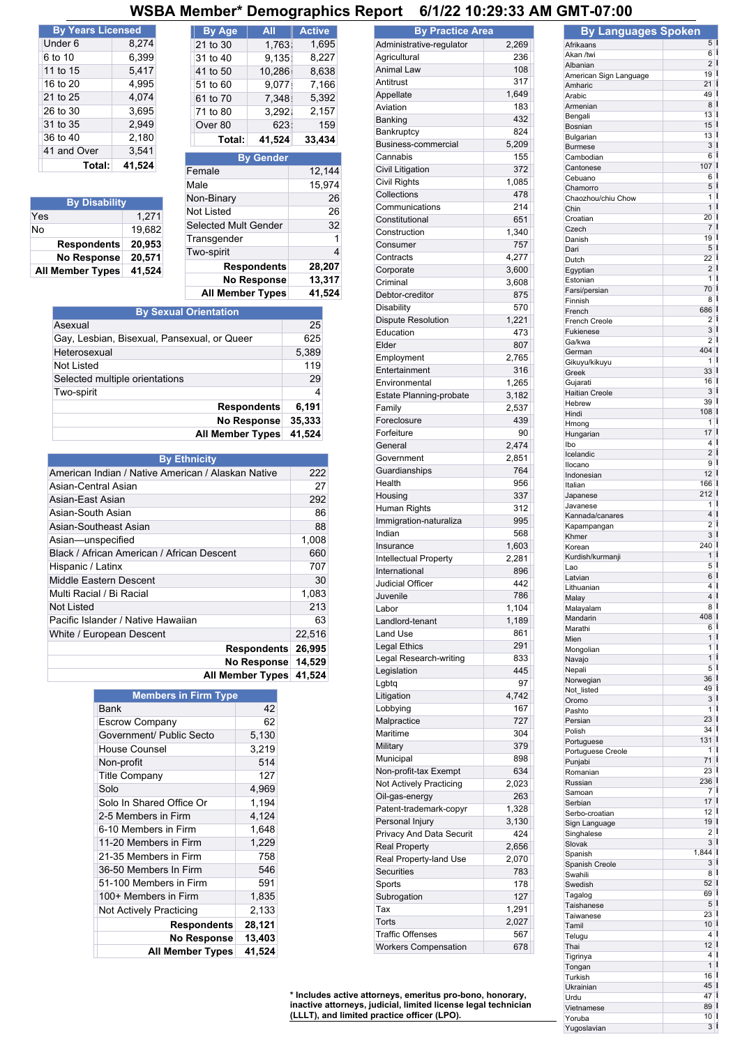# WSBA Member* Demographics Report 6/1/22 10:29:33 AM GMT-07:00

| By Years Licensed | |
|---|---|
| Under 6 | 8,274 |
| 6 to 10 | 6,399 |
| 11 to 15 | 5,417 |
| 16 to 20 | 4,995 |
| 21 to 25 | 4,074 |
| 26 to 30 | 3,695 |
| 31 to 35 | 2,949 |
| 36 to 40 | 2,180 |
| 41 and Over | 3,541 |
| **Total:** | **41,524** |

| By Age | All | Active |
|---|---|---|
| 21 to 30 | 1,763 | 1,695 |
| 31 to 40 | 9,135 | 8,227 |
| 41 to 50 | 10,286 | 8,638 |
| 51 to 60 | 9,077 | 7,166 |
| 61 to 70 | 7,348 | 5,392 |
| 71 to 80 | 3,292 | 2,157 |
| Over 80 | 623 | 159 |
| **Total:** | **41,524** | **33,434** |

| By Gender | |
|---|---|
| Female | 12,144 |
| Male | 15,974 |
| Non-Binary | 26 |
| Not Listed | 26 |
| Selected Mult Gender | 32 |
| Transgender | 1 |
| Two-spirit | 4 |
| **Respondents** | **28,207** |
| **No Response** | **13,317** |
| **All Member Types** | **41,524** |

| By Disability | |
|---|---|
| Yes | 1,271 |
| No | 19,682 |
| **Respondents** | **20,953** |
| **No Response** | **20,571** |
| **All Member Types** | **41,524** |

| By Sexual Orientation | |
|---|---|
| Asexual | 25 |
| Gay, Lesbian, Bisexual, Pansexual, or Queer | 625 |
| Heterosexual | 5,389 |
| Not Listed | 119 |
| Selected multiple orientations | 29 |
| Two-spirit | 4 |
| **Respondents** | **6,191** |
| **No Response** | **35,333** |
| **All Member Types** | **41,524** |

| By Ethnicity | |
|---|---|
| American Indian / Native American / Alaskan Native | 222 |
| Asian-Central Asian | 27 |
| Asian-East Asian | 292 |
| Asian-South Asian | 86 |
| Asian-Southeast Asian | 88 |
| Asian—unspecified | 1,008 |
| Black / African American / African Descent | 660 |
| Hispanic / Latinx | 707 |
| Middle Eastern Descent | 30 |
| Multi Racial / Bi Racial | 1,083 |
| Not Listed | 213 |
| Pacific Islander / Native Hawaiian | 63 |
| White / European Descent | 22,516 |
| **Respondents** | **26,995** |
| **No Response** | **14,529** |
| **All Member Types** | **41,524** |

| Members in Firm Type | |
|---|---|
| Bank | 42 |
| Escrow Company | 62 |
| Government/ Public Secto | 5,130 |
| House Counsel | 3,219 |
| Non-profit | 514 |
| Title Company | 127 |
| Solo | 4,969 |
| Solo In Shared Office Or | 1,194 |
| 2-5 Members in Firm | 4,124 |
| 6-10 Members in Firm | 1,648 |
| 11-20 Members in Firm | 1,229 |
| 21-35 Members in Firm | 758 |
| 36-50 Members In Firm | 546 |
| 51-100 Members in Firm | 591 |
| 100+ Members in Firm | 1,835 |
| Not Actively Practicing | 2,133 |
| **Respondents** | **28,121** |
| **No Response** | **13,403** |
| **All Member Types** | **41,524** |

| By Practice Area | |
|---|---|
| Administrative-regulator | 2,269 |
| Agricultural | 236 |
| Animal Law | 108 |
| Antitrust | 317 |
| Appellate | 1,649 |
| Aviation | 183 |
| Banking | 432 |
| Bankruptcy | 824 |
| Business-commercial | 5,209 |
| Cannabis | 155 |
| Civil Litigation | 372 |
| Civil Rights | 1,085 |
| Collections | 478 |
| Communications | 214 |
| Constitutional | 651 |
| Construction | 1,340 |
| Consumer | 757 |
| Contracts | 4,277 |
| Corporate | 3,600 |
| Criminal | 3,608 |
| Debtor-creditor | 875 |
| Disability | 570 |
| Dispute Resolution | 1,221 |
| Education | 473 |
| Elder | 807 |
| Employment | 2,765 |
| Entertainment | 316 |
| Environmental | 1,265 |
| Estate Planning-probate | 3,182 |
| Family | 2,537 |
| Foreclosure | 439 |
| Forfeiture | 90 |
| General | 2,474 |
| Government | 2,851 |
| Guardianships | 764 |
| Health | 956 |
| Housing | 337 |
| Human Rights | 312 |
| Immigration-naturaliza | 995 |
| Indian | 568 |
| Insurance | 1,603 |
| Intellectual Property | 2,281 |
| International | 896 |
| Judicial Officer | 442 |
| Juvenile | 786 |
| Labor | 1,104 |
| Landlord-tenant | 1,189 |
| Land Use | 861 |
| Legal Ethics | 291 |
| Legal Research-writing | 833 |
| Legislation | 445 |
| Lgbtq | 97 |
| Litigation | 4,742 |
| Lobbying | 167 |
| Malpractice | 727 |
| Maritime | 304 |
| Military | 379 |
| Municipal | 898 |
| Non-profit-tax Exempt | 634 |
| Not Actively Practicing | 2,023 |
| Oil-gas-energy | 263 |
| Patent-trademark-copyr | 1,328 |
| Personal Injury | 3,130 |
| Privacy And Data Securit | 424 |
| Real Property | 2,656 |
| Real Property-land Use | 2,070 |
| Securities | 783 |
| Sports | 178 |
| Subrogation | 127 |
| Tax | 1,291 |
| Torts | 2,027 |
| Traffic Offenses | 567 |
| Workers Compensation | 678 |

| By Languages Spoken | |
|---|---|
| Afrikaans | 5 |
| Akan /twi | 6 |
| Albanian | 2 |
| American Sign Language | 19 |
| Amharic | 21 |
| Arabic | 49 |
| Armenian | 8 |
| Bengali | 13 |
| Bosnian | 15 |
| Bulgarian | 13 |
| Burmese | 3 |
| Cambodian | 6 |
| Cantonese | 107 |
| Cebuano | 6 |
| Chamorro | 5 |
| Chaozhou/chiu Chow | 1 |
| Chin | 1 |
| Croatian | 20 |
| Czech | 7 |
| Danish | 19 |
| Dari | 5 |
| Dutch | 22 |
| Egyptian | 2 |
| Estonian | 1 |
| Farsi/persian | 70 |
| Finnish | 8 |
| French | 686 |
| French Creole | 2 |
| Fukienese | 3 |
| Ga/kwa | 2 |
| German | 404 |
| Gikuyu/kikuyu | 1 |
| Greek | 33 |
| Gujarati | 16 |
| Haitian Creole | 3 |
| Hebrew | 39 |
| Hindi | 108 |
| Hmong | 1 |
| Hungarian | 17 |
| Ibo | 4 |
| Icelandic | 2 |
| Ilocano | 9 |
| Indonesian | 12 |
| Italian | 166 |
| Japanese | 212 |
| Javanese | 1 |
| Kannada/canares | 4 |
| Kapampangan | 2 |
| Khmer | 3 |
| Korean | 240 |
| Kurdish/kurmanji | 1 |
| Lao | 5 |
| Latvian | 6 |
| Lithuanian | 4 |
| Malay | 4 |
| Malayalam | 8 |
| Mandarin | 408 |
| Marathi | 6 |
| Mien | 1 |
| Mongolian | 1 |
| Navajo | 1 |
| Nepali | 5 |
| Norwegian | 36 |
| Not_listed | 49 |
| Oromo | 3 |
| Pashto | 1 |
| Persian | 23 |
| Polish | 34 |
| Portuguese | 131 |
| Portuguese Creole | 1 |
| Punjabi | 71 |
| Romanian | 23 |
| Russian | 236 |
| Samoan | 7 |
| Serbian | 17 |
| Serbo-croatian | 12 |
| Sign Language | 19 |
| Singhalese | 2 |
| Slovak | 3 |
| Spanish | 1,844 |
| Spanish Creole | 3 |
| Swahili | 8 |
| Swedish | 52 |
| Tagalog | 69 |
| Taishanese | 5 |
| Taiwanese | 23 |
| Tamil | 10 |
| Telugu | 4 |
| Thai | 12 |
| Tigrinya | 4 |
| Tongan | 1 |
| Turkish | 16 |
| Ukrainian | 45 |
| Urdu | 47 |
| Vietnamese | 89 |
| Yoruba | 10 |
| Yugoslavian | 3 |

**\* Includes active attorneys, emeritus pro-bono, honorary, inactive attorneys, judicial, limited license legal technician (LLLT), and limited practice officer (LPO).**